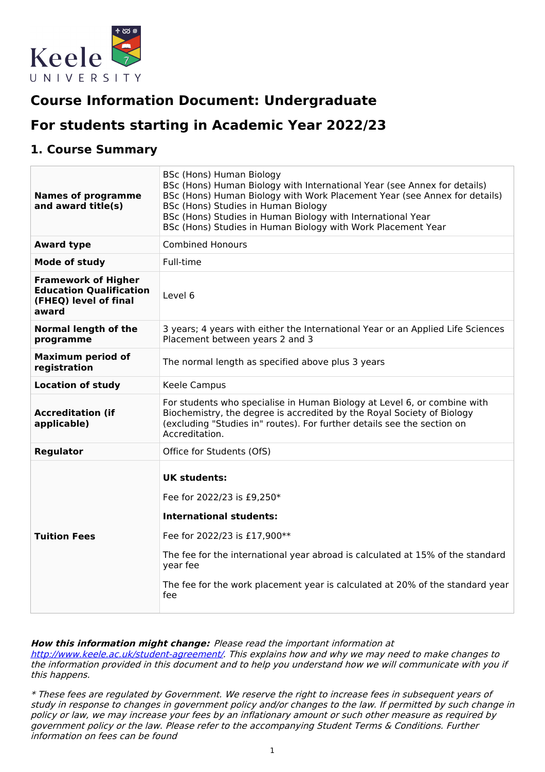# Course Information Document: Undergraduate

# For students starting in Academic Year 2022/23

## 1. Course Summary

| | |
|---|---|
| **Names of programme and award title(s)** | BSc (Hons) Human Biology<br>BSc (Hons) Human Biology with International Year (see Annex for details)<br>BSc (Hons) Human Biology with Work Placement Year (see Annex for details)<br>BSc (Hons) Studies in Human Biology<br>BSc (Hons) Studies in Human Biology with International Year<br>BSc (Hons) Studies in Human Biology with Work Placement Year |
| **Award type** | Combined Honours |
| **Mode of study** | Full-time |
| **Framework of Higher Education Qualification (FHEQ) level of final award** | Level 6 |
| **Normal length of the programme** | 3 years; 4 years with either the International Year or an Applied Life Sciences Placement between years 2 and 3 |
| **Maximum period of registration** | The normal length as specified above plus 3 years |
| **Location of study** | Keele Campus |
| **Accreditation (if applicable)** | For students who specialise in Human Biology at Level 6, or combine with Biochemistry, the degree is accredited by the Royal Society of Biology (excluding "Studies in" routes). For further details see the section on Accreditation. |
| **Regulator** | Office for Students (OfS) |
| **Tuition Fees** | **UK students:**<br>Fee for 2022/23 is £9,250*<br>**International students:**<br>Fee for 2022/23 is £17,900**<br>The fee for the international year abroad is calculated at 15% of the standard year fee<br>The fee for the work placement year is calculated at 20% of the standard year fee |

***How this information might change:*** *Please read the important information at [http://www.keele.ac.uk/student-agreement/](http://www.keele.ac.uk/student-agreement/). This explains how and why we may need to make changes to the information provided in this document and to help you understand how we will communicate with you if this happens.*

*\* These fees are regulated by Government. We reserve the right to increase fees in subsequent years of study in response to changes in government policy and/or changes to the law. If permitted by such change in policy or law, we may increase your fees by an inflationary amount or such other measure as required by government policy or the law. Please refer to the accompanying Student Terms & Conditions. Further information on fees can be found*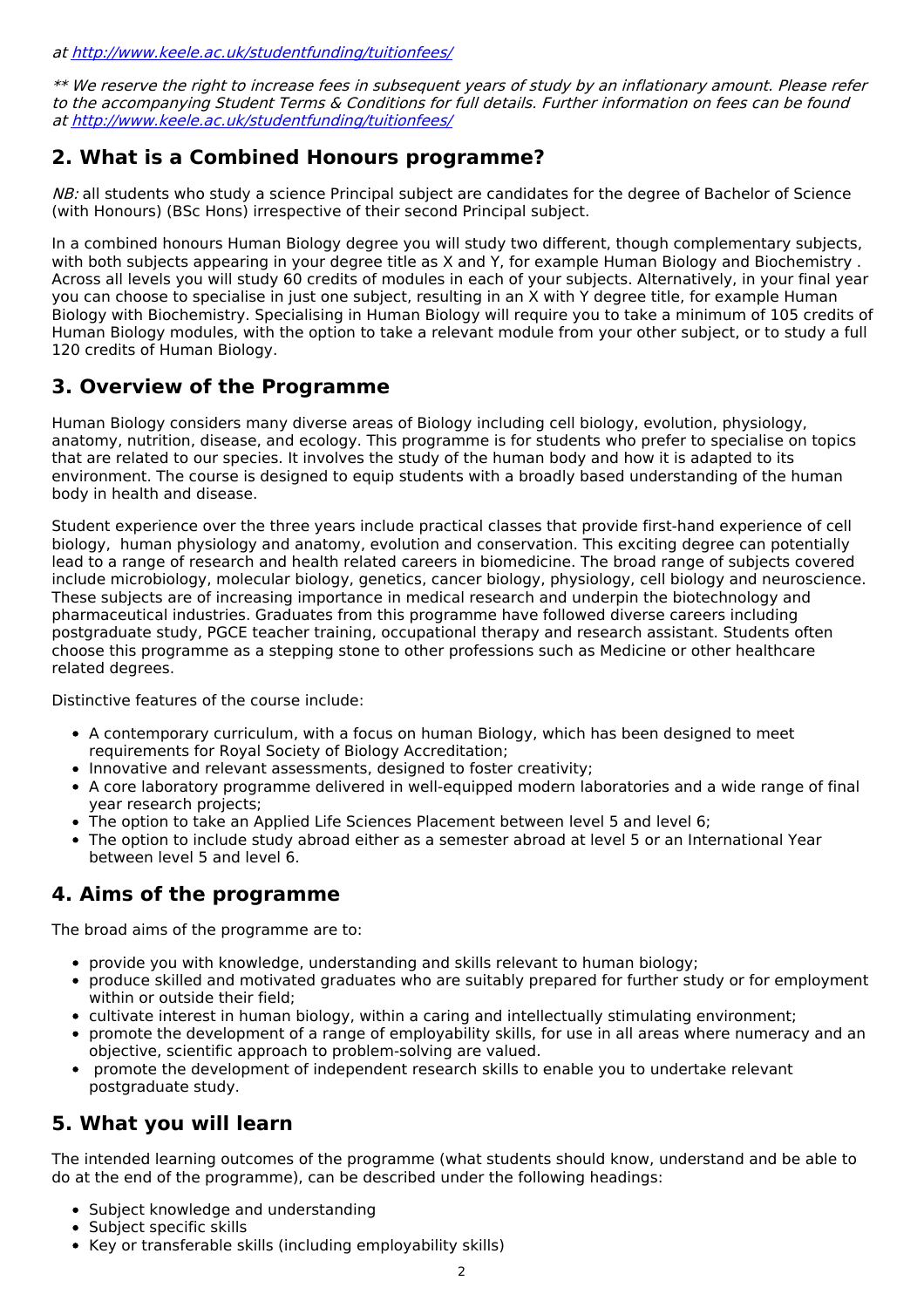*at [http://www.keele.ac.uk/studentfunding/tuitionfees/](http://www.keele.ac.uk/studentfunding/tuitionfees/)*

*** We reserve the right to increase fees in subsequent years of study by an inflationary amount. Please refer to the accompanying Student Terms & Conditions for full details. Further information on fees can be found at [http://www.keele.ac.uk/studentfunding/tuitionfees/](http://www.keele.ac.uk/studentfunding/tuitionfees/)*

## 2. What is a Combined Honours programme?

*NB:* all students who study a science Principal subject are candidates for the degree of Bachelor of Science (with Honours) (BSc Hons) irrespective of their second Principal subject.

In a combined honours Human Biology degree you will study two different, though complementary subjects, with both subjects appearing in your degree title as X and Y, for example Human Biology and Biochemistry . Across all levels you will study 60 credits of modules in each of your subjects. Alternatively, in your final year you can choose to specialise in just one subject, resulting in an X with Y degree title, for example Human Biology with Biochemistry. Specialising in Human Biology will require you to take a minimum of 105 credits of Human Biology modules, with the option to take a relevant module from your other subject, or to study a full 120 credits of Human Biology.

## 3. Overview of the Programme

Human Biology considers many diverse areas of Biology including cell biology, evolution, physiology, anatomy, nutrition, disease, and ecology. This programme is for students who prefer to specialise on topics that are related to our species. It involves the study of the human body and how it is adapted to its environment. The course is designed to equip students with a broadly based understanding of the human body in health and disease.

Student experience over the three years include practical classes that provide first-hand experience of cell biology, human physiology and anatomy, evolution and conservation. This exciting degree can potentially lead to a range of research and health related careers in biomedicine. The broad range of subjects covered include microbiology, molecular biology, genetics, cancer biology, physiology, cell biology and neuroscience. These subjects are of increasing importance in medical research and underpin the biotechnology and pharmaceutical industries. Graduates from this programme have followed diverse careers including postgraduate study, PGCE teacher training, occupational therapy and research assistant. Students often choose this programme as a stepping stone to other professions such as Medicine or other healthcare related degrees.

Distinctive features of the course include:

- A contemporary curriculum, with a focus on human Biology, which has been designed to meet requirements for Royal Society of Biology Accreditation;
- Innovative and relevant assessments, designed to foster creativity;
- A core laboratory programme delivered in well-equipped modern laboratories and a wide range of final year research projects;
- The option to take an Applied Life Sciences Placement between level 5 and level 6;
- The option to include study abroad either as a semester abroad at level 5 or an International Year between level 5 and level 6.

## 4. Aims of the programme

The broad aims of the programme are to:

- provide you with knowledge, understanding and skills relevant to human biology;
- produce skilled and motivated graduates who are suitably prepared for further study or for employment within or outside their field;
- cultivate interest in human biology, within a caring and intellectually stimulating environment;
- promote the development of a range of employability skills, for use in all areas where numeracy and an objective, scientific approach to problem-solving are valued.
- promote the development of independent research skills to enable you to undertake relevant postgraduate study.

## 5. What you will learn

The intended learning outcomes of the programme (what students should know, understand and be able to do at the end of the programme), can be described under the following headings:

- Subject knowledge and understanding
- Subject specific skills
- Key or transferable skills (including employability skills)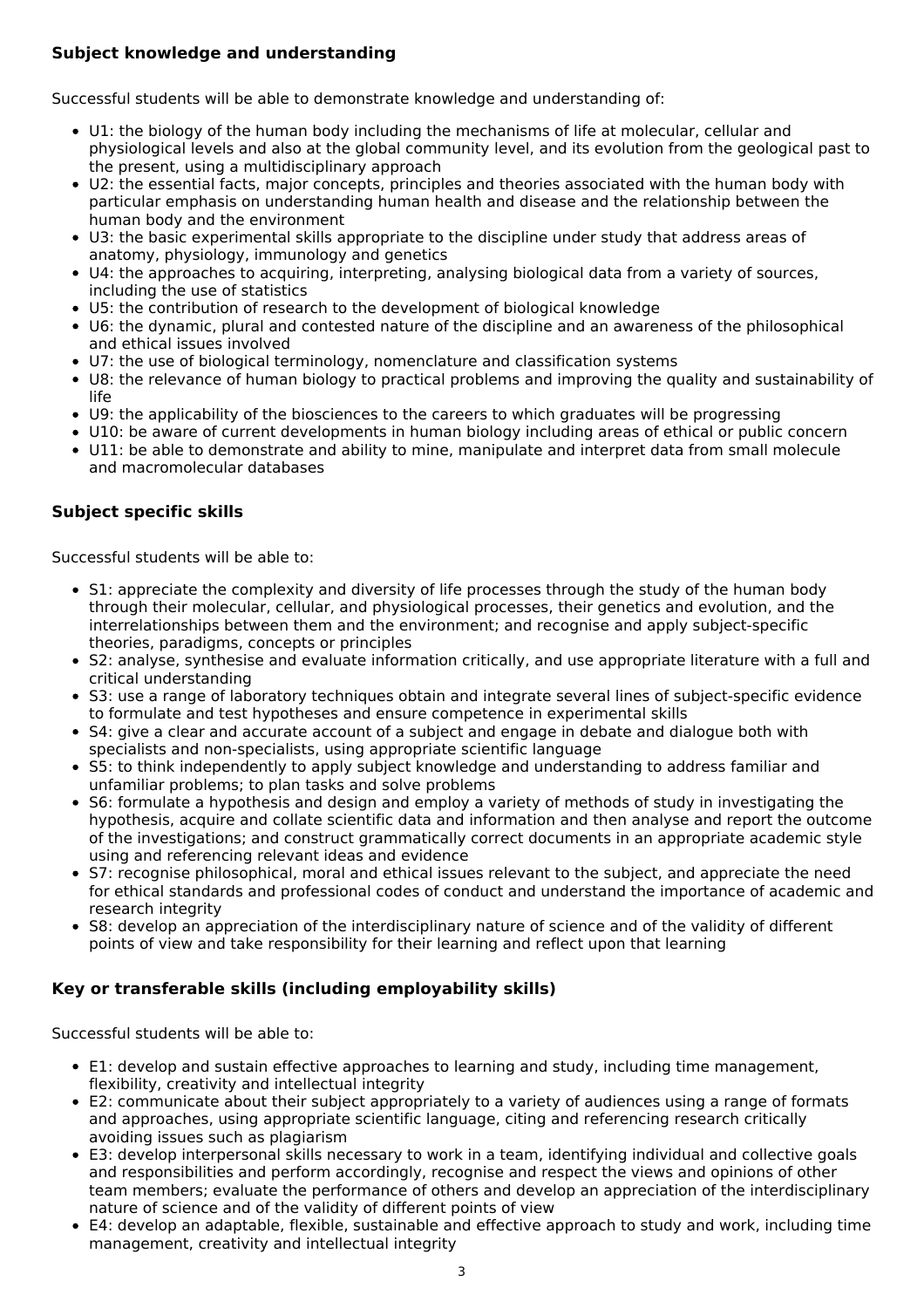### Subject knowledge and understanding

Successful students will be able to demonstrate knowledge and understanding of:

- U1: the biology of the human body including the mechanisms of life at molecular, cellular and physiological levels and also at the global community level, and its evolution from the geological past to the present, using a multidisciplinary approach
- U2: the essential facts, major concepts, principles and theories associated with the human body with particular emphasis on understanding human health and disease and the relationship between the human body and the environment
- U3: the basic experimental skills appropriate to the discipline under study that address areas of anatomy, physiology, immunology and genetics
- U4: the approaches to acquiring, interpreting, analysing biological data from a variety of sources, including the use of statistics
- U5: the contribution of research to the development of biological knowledge
- U6: the dynamic, plural and contested nature of the discipline and an awareness of the philosophical and ethical issues involved
- U7: the use of biological terminology, nomenclature and classification systems
- U8: the relevance of human biology to practical problems and improving the quality and sustainability of life
- U9: the applicability of the biosciences to the careers to which graduates will be progressing
- U10: be aware of current developments in human biology including areas of ethical or public concern
- U11: be able to demonstrate and ability to mine, manipulate and interpret data from small molecule and macromolecular databases

### Subject specific skills

Successful students will be able to:

- S1: appreciate the complexity and diversity of life processes through the study of the human body through their molecular, cellular, and physiological processes, their genetics and evolution, and the interrelationships between them and the environment; and recognise and apply subject-specific theories, paradigms, concepts or principles
- S2: analyse, synthesise and evaluate information critically, and use appropriate literature with a full and critical understanding
- S3: use a range of laboratory techniques obtain and integrate several lines of subject-specific evidence to formulate and test hypotheses and ensure competence in experimental skills
- S4: give a clear and accurate account of a subject and engage in debate and dialogue both with specialists and non-specialists, using appropriate scientific language
- S5: to think independently to apply subject knowledge and understanding to address familiar and unfamiliar problems; to plan tasks and solve problems
- S6: formulate a hypothesis and design and employ a variety of methods of study in investigating the hypothesis, acquire and collate scientific data and information and then analyse and report the outcome of the investigations; and construct grammatically correct documents in an appropriate academic style using and referencing relevant ideas and evidence
- S7: recognise philosophical, moral and ethical issues relevant to the subject, and appreciate the need for ethical standards and professional codes of conduct and understand the importance of academic and research integrity
- S8: develop an appreciation of the interdisciplinary nature of science and of the validity of different points of view and take responsibility for their learning and reflect upon that learning

### Key or transferable skills (including employability skills)

Successful students will be able to:

- E1: develop and sustain effective approaches to learning and study, including time management, flexibility, creativity and intellectual integrity
- E2: communicate about their subject appropriately to a variety of audiences using a range of formats and approaches, using appropriate scientific language, citing and referencing research critically avoiding issues such as plagiarism
- E3: develop interpersonal skills necessary to work in a team, identifying individual and collective goals and responsibilities and perform accordingly, recognise and respect the views and opinions of other team members; evaluate the performance of others and develop an appreciation of the interdisciplinary nature of science and of the validity of different points of view
- E4: develop an adaptable, flexible, sustainable and effective approach to study and work, including time management, creativity and intellectual integrity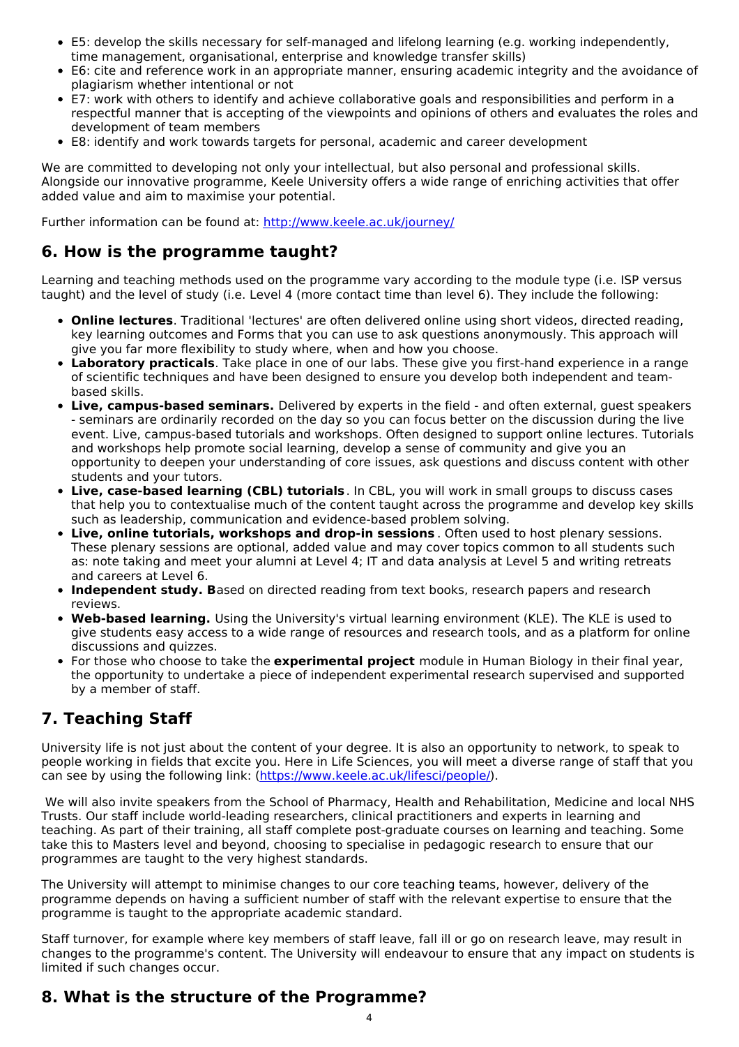- E5: develop the skills necessary for self-managed and lifelong learning (e.g. working independently, time management, organisational, enterprise and knowledge transfer skills)
- E6: cite and reference work in an appropriate manner, ensuring academic integrity and the avoidance of plagiarism whether intentional or not
- E7: work with others to identify and achieve collaborative goals and responsibilities and perform in a respectful manner that is accepting of the viewpoints and opinions of others and evaluates the roles and development of team members
- E8: identify and work towards targets for personal, academic and career development

We are committed to developing not only your intellectual, but also personal and professional skills. Alongside our innovative programme, Keele University offers a wide range of enriching activities that offer added value and aim to maximise your potential.

Further information can be found at: [http://www.keele.ac.uk/journey/](http://www.keele.ac.uk/journey/)

## 6. How is the programme taught?

Learning and teaching methods used on the programme vary according to the module type (i.e. ISP versus taught) and the level of study (i.e. Level 4 (more contact time than level 6). They include the following:

- **Online lectures**. Traditional 'lectures' are often delivered online using short videos, directed reading, key learning outcomes and Forms that you can use to ask questions anonymously. This approach will give you far more flexibility to study where, when and how you choose.
- **Laboratory practicals**. Take place in one of our labs. These give you first-hand experience in a range of scientific techniques and have been designed to ensure you develop both independent and team-based skills.
- **Live, campus-based seminars.** Delivered by experts in the field - and often external, guest speakers - seminars are ordinarily recorded on the day so you can focus better on the discussion during the live event. Live, campus-based tutorials and workshops. Often designed to support online lectures. Tutorials and workshops help promote social learning, develop a sense of community and give you an opportunity to deepen your understanding of core issues, ask questions and discuss content with other students and your tutors.
- **Live, case-based learning (CBL) tutorials**. In CBL, you will work in small groups to discuss cases that help you to contextualise much of the content taught across the programme and develop key skills such as leadership, communication and evidence-based problem solving.
- **Live, online tutorials, workshops and drop-in sessions**. Often used to host plenary sessions. These plenary sessions are optional, added value and may cover topics common to all students such as: note taking and meet your alumni at Level 4; IT and data analysis at Level 5 and writing retreats and careers at Level 6.
- **Independent study. B**ased on directed reading from text books, research papers and research reviews.
- **Web-based learning.** Using the University's virtual learning environment (KLE). The KLE is used to give students easy access to a wide range of resources and research tools, and as a platform for online discussions and quizzes.
- For those who choose to take the **experimental project** module in Human Biology in their final year, the opportunity to undertake a piece of independent experimental research supervised and supported by a member of staff.

## 7. Teaching Staff

University life is not just about the content of your degree. It is also an opportunity to network, to speak to people working in fields that excite you. Here in Life Sciences, you will meet a diverse range of staff that you can see by using the following link: ([https://www.keele.ac.uk/lifesci/people/](https://www.keele.ac.uk/lifesci/people/)).

We will also invite speakers from the School of Pharmacy, Health and Rehabilitation, Medicine and local NHS Trusts. Our staff include world-leading researchers, clinical practitioners and experts in learning and teaching. As part of their training, all staff complete post-graduate courses on learning and teaching. Some take this to Masters level and beyond, choosing to specialise in pedagogic research to ensure that our programmes are taught to the very highest standards.

The University will attempt to minimise changes to our core teaching teams, however, delivery of the programme depends on having a sufficient number of staff with the relevant expertise to ensure that the programme is taught to the appropriate academic standard.

Staff turnover, for example where key members of staff leave, fall ill or go on research leave, may result in changes to the programme's content. The University will endeavour to ensure that any impact on students is limited if such changes occur.

## 8. What is the structure of the Programme?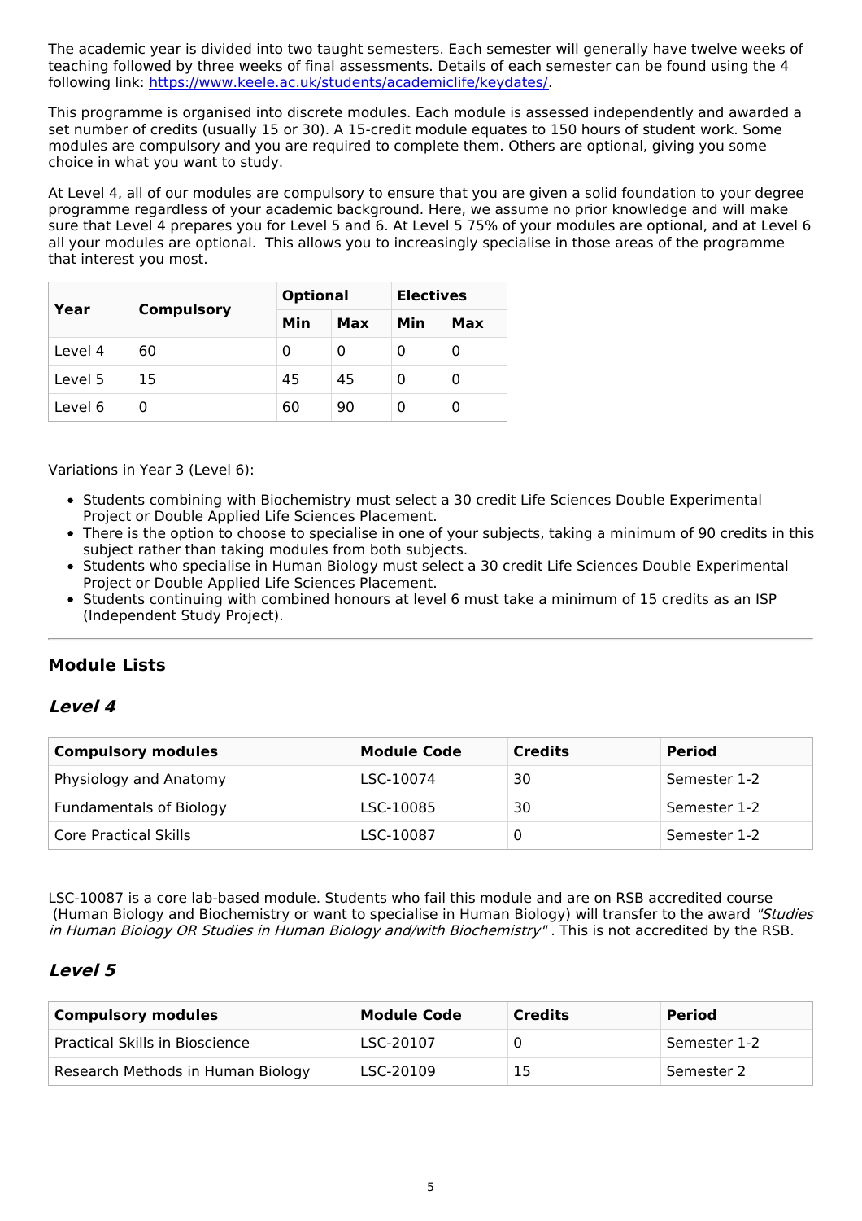The academic year is divided into two taught semesters. Each semester will generally have twelve weeks of teaching followed by three weeks of final assessments. Details of each semester can be found using the 4 following link: [https://www.keele.ac.uk/students/academiclife/keydates/](https://www.keele.ac.uk/students/academiclife/keydates/).

This programme is organised into discrete modules. Each module is assessed independently and awarded a set number of credits (usually 15 or 30). A 15-credit module equates to 150 hours of student work. Some modules are compulsory and you are required to complete them. Others are optional, giving you some choice in what you want to study.

At Level 4, all of our modules are compulsory to ensure that you are given a solid foundation to your degree programme regardless of your academic background. Here, we assume no prior knowledge and will make sure that Level 4 prepares you for Level 5 and 6. At Level 5 75% of your modules are optional, and at Level 6 all your modules are optional. This allows you to increasingly specialise in those areas of the programme that interest you most.

| Year | Compulsory | Optional | | Electives | |
|---|---|---|---|---|---|
| | | Min | Max | Min | Max |
| Level 4 | 60 | 0 | 0 | 0 | 0 |
| Level 5 | 15 | 45 | 45 | 0 | 0 |
| Level 6 | 0 | 60 | 90 | 0 | 0 |

Variations in Year 3 (Level 6):

- Students combining with Biochemistry must select a 30 credit Life Sciences Double Experimental Project or Double Applied Life Sciences Placement.
- There is the option to choose to specialise in one of your subjects, taking a minimum of 90 credits in this subject rather than taking modules from both subjects.
- Students who specialise in Human Biology must select a 30 credit Life Sciences Double Experimental Project or Double Applied Life Sciences Placement.
- Students continuing with combined honours at level 6 must take a minimum of 15 credits as an ISP (Independent Study Project).

---

## Module Lists

### *Level 4*

| Compulsory modules | Module Code | Credits | Period |
|---|---|---|---|
| Physiology and Anatomy | LSC-10074 | 30 | Semester 1-2 |
| Fundamentals of Biology | LSC-10085 | 30 | Semester 1-2 |
| Core Practical Skills | LSC-10087 | 0 | Semester 1-2 |

LSC-10087 is a core lab-based module. Students who fail this module and are on RSB accredited course (Human Biology and Biochemistry or want to specialise in Human Biology) will transfer to the award *"Studies in Human Biology OR Studies in Human Biology and/with Biochemistry"* . This is not accredited by the RSB.

### *Level 5*

| Compulsory modules | Module Code | Credits | Period |
|---|---|---|---|
| Practical Skills in Bioscience | LSC-20107 | 0 | Semester 1-2 |
| Research Methods in Human Biology | LSC-20109 | 15 | Semester 2 |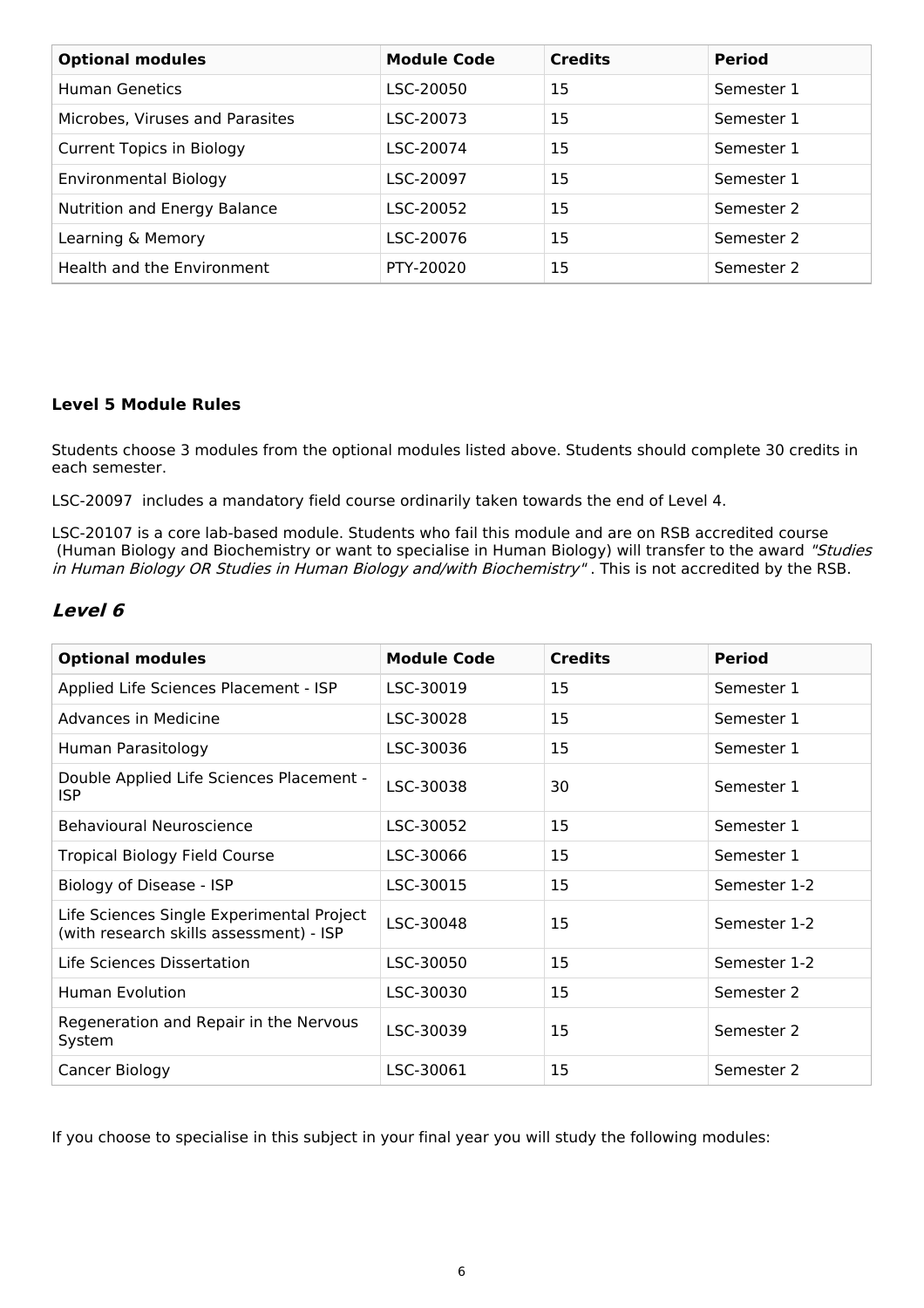| Optional modules | Module Code | Credits | Period |
|---|---|---|---|
| Human Genetics | LSC-20050 | 15 | Semester 1 |
| Microbes, Viruses and Parasites | LSC-20073 | 15 | Semester 1 |
| Current Topics in Biology | LSC-20074 | 15 | Semester 1 |
| Environmental Biology | LSC-20097 | 15 | Semester 1 |
| Nutrition and Energy Balance | LSC-20052 | 15 | Semester 2 |
| Learning & Memory | LSC-20076 | 15 | Semester 2 |
| Health and the Environment | PTY-20020 | 15 | Semester 2 |

**Level 5 Module Rules**

Students choose 3 modules from the optional modules listed above. Students should complete 30 credits in each semester.

LSC-20097 includes a mandatory field course ordinarily taken towards the end of Level 4.

LSC-20107 is a core lab-based module. Students who fail this module and are on RSB accredited course (Human Biology and Biochemistry or want to specialise in Human Biology) will transfer to the award *"Studies in Human Biology OR Studies in Human Biology and/with Biochemistry"* . This is not accredited by the RSB.

## *Level 6*

| Optional modules | Module Code | Credits | Period |
|---|---|---|---|
| Applied Life Sciences Placement - ISP | LSC-30019 | 15 | Semester 1 |
| Advances in Medicine | LSC-30028 | 15 | Semester 1 |
| Human Parasitology | LSC-30036 | 15 | Semester 1 |
| Double Applied Life Sciences Placement - ISP | LSC-30038 | 30 | Semester 1 |
| Behavioural Neuroscience | LSC-30052 | 15 | Semester 1 |
| Tropical Biology Field Course | LSC-30066 | 15 | Semester 1 |
| Biology of Disease - ISP | LSC-30015 | 15 | Semester 1-2 |
| Life Sciences Single Experimental Project (with research skills assessment) - ISP | LSC-30048 | 15 | Semester 1-2 |
| Life Sciences Dissertation | LSC-30050 | 15 | Semester 1-2 |
| Human Evolution | LSC-30030 | 15 | Semester 2 |
| Regeneration and Repair in the Nervous System | LSC-30039 | 15 | Semester 2 |
| Cancer Biology | LSC-30061 | 15 | Semester 2 |

If you choose to specialise in this subject in your final year you will study the following modules: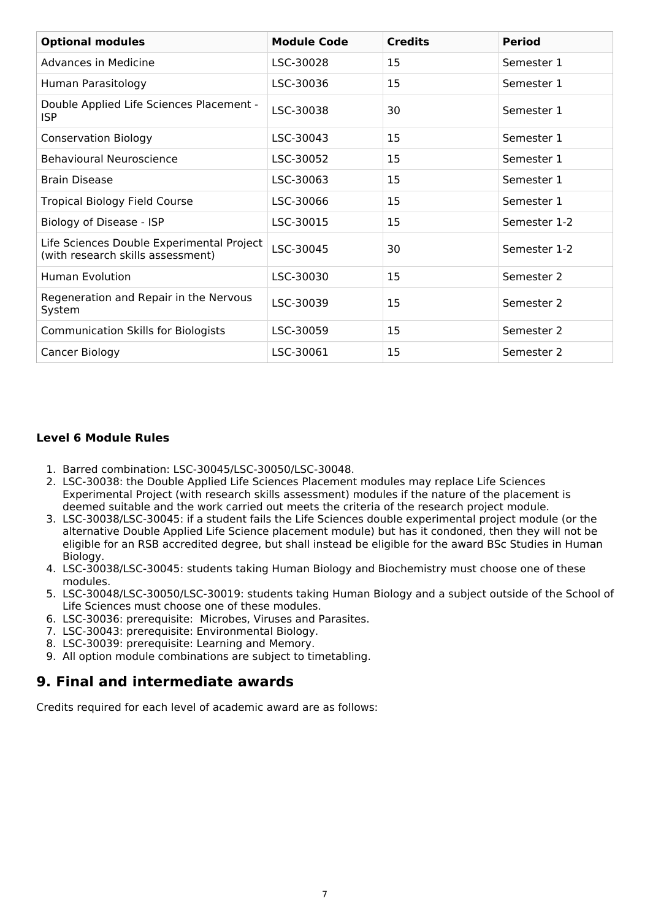| Optional modules | Module Code | Credits | Period |
|---|---|---|---|
| Advances in Medicine | LSC-30028 | 15 | Semester 1 |
| Human Parasitology | LSC-30036 | 15 | Semester 1 |
| Double Applied Life Sciences Placement - ISP | LSC-30038 | 30 | Semester 1 |
| Conservation Biology | LSC-30043 | 15 | Semester 1 |
| Behavioural Neuroscience | LSC-30052 | 15 | Semester 1 |
| Brain Disease | LSC-30063 | 15 | Semester 1 |
| Tropical Biology Field Course | LSC-30066 | 15 | Semester 1 |
| Biology of Disease - ISP | LSC-30015 | 15 | Semester 1-2 |
| Life Sciences Double Experimental Project (with research skills assessment) | LSC-30045 | 30 | Semester 1-2 |
| Human Evolution | LSC-30030 | 15 | Semester 2 |
| Regeneration and Repair in the Nervous System | LSC-30039 | 15 | Semester 2 |
| Communication Skills for Biologists | LSC-30059 | 15 | Semester 2 |
| Cancer Biology | LSC-30061 | 15 | Semester 2 |

**Level 6 Module Rules**

1. Barred combination: LSC-30045/LSC-30050/LSC-30048.
2. LSC-30038: the Double Applied Life Sciences Placement modules may replace Life Sciences Experimental Project (with research skills assessment) modules if the nature of the placement is deemed suitable and the work carried out meets the criteria of the research project module.
3. LSC-30038/LSC-30045: if a student fails the Life Sciences double experimental project module (or the alternative Double Applied Life Science placement module) but has it condoned, then they will not be eligible for an RSB accredited degree, but shall instead be eligible for the award BSc Studies in Human Biology.
4. LSC-30038/LSC-30045: students taking Human Biology and Biochemistry must choose one of these modules.
5. LSC-30048/LSC-30050/LSC-30019: students taking Human Biology and a subject outside of the School of Life Sciences must choose one of these modules.
6. LSC-30036: prerequisite: Microbes, Viruses and Parasites.
7. LSC-30043: prerequisite: Environmental Biology.
8. LSC-30039: prerequisite: Learning and Memory.
9. All option module combinations are subject to timetabling.

## 9. Final and intermediate awards

Credits required for each level of academic award are as follows: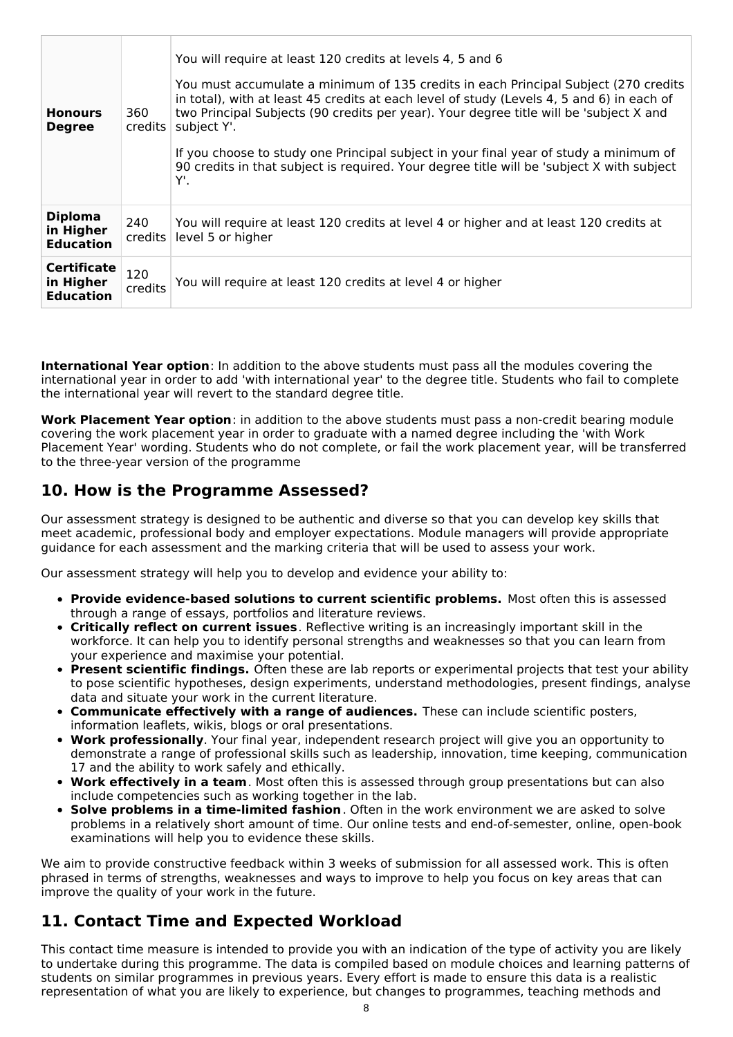| | | |
|---|---|---|
| **Honours Degree** | 360 credits | You will require at least 120 credits at levels 4, 5 and 6<br><br>You must accumulate a minimum of 135 credits in each Principal Subject (270 credits in total), with at least 45 credits at each level of study (Levels 4, 5 and 6) in each of two Principal Subjects (90 credits per year). Your degree title will be 'subject X and subject Y'.<br><br>If you choose to study one Principal subject in your final year of study a minimum of 90 credits in that subject is required. Your degree title will be 'subject X with subject Y'. |
| **Diploma in Higher Education** | 240 credits | You will require at least 120 credits at level 4 or higher and at least 120 credits at level 5 or higher |
| **Certificate in Higher Education** | 120 credits | You will require at least 120 credits at level 4 or higher |

**International Year option**: In addition to the above students must pass all the modules covering the international year in order to add 'with international year' to the degree title. Students who fail to complete the international year will revert to the standard degree title.

**Work Placement Year option**: in addition to the above students must pass a non-credit bearing module covering the work placement year in order to graduate with a named degree including the 'with Work Placement Year' wording. Students who do not complete, or fail the work placement year, will be transferred to the three-year version of the programme

## 10. How is the Programme Assessed?

Our assessment strategy is designed to be authentic and diverse so that you can develop key skills that meet academic, professional body and employer expectations. Module managers will provide appropriate guidance for each assessment and the marking criteria that will be used to assess your work.

Our assessment strategy will help you to develop and evidence your ability to:

- **Provide evidence-based solutions to current scientific problems.** Most often this is assessed through a range of essays, portfolios and literature reviews.
- **Critically reflect on current issues**. Reflective writing is an increasingly important skill in the workforce. It can help you to identify personal strengths and weaknesses so that you can learn from your experience and maximise your potential.
- **Present scientific findings.** Often these are lab reports or experimental projects that test your ability to pose scientific hypotheses, design experiments, understand methodologies, present findings, analyse data and situate your work in the current literature.
- **Communicate effectively with a range of audiences.** These can include scientific posters, information leaflets, wikis, blogs or oral presentations.
- **Work professionally**. Your final year, independent research project will give you an opportunity to demonstrate a range of professional skills such as leadership, innovation, time keeping, communication 17 and the ability to work safely and ethically.
- **Work effectively in a team**. Most often this is assessed through group presentations but can also include competencies such as working together in the lab.
- **Solve problems in a time-limited fashion**. Often in the work environment we are asked to solve problems in a relatively short amount of time. Our online tests and end-of-semester, online, open-book examinations will help you to evidence these skills.

We aim to provide constructive feedback within 3 weeks of submission for all assessed work. This is often phrased in terms of strengths, weaknesses and ways to improve to help you focus on key areas that can improve the quality of your work in the future.

## 11. Contact Time and Expected Workload

This contact time measure is intended to provide you with an indication of the type of activity you are likely to undertake during this programme. The data is compiled based on module choices and learning patterns of students on similar programmes in previous years. Every effort is made to ensure this data is a realistic representation of what you are likely to experience, but changes to programmes, teaching methods and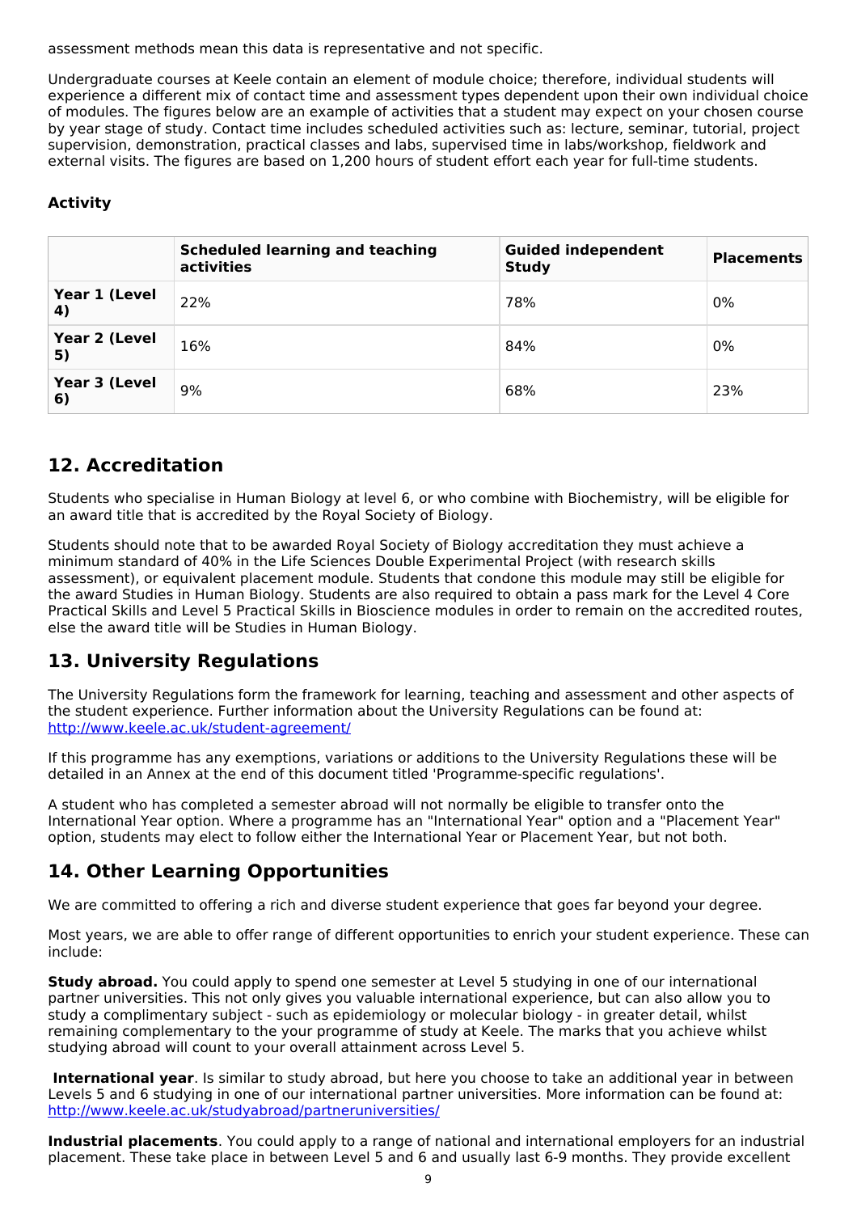assessment methods mean this data is representative and not specific.

Undergraduate courses at Keele contain an element of module choice; therefore, individual students will experience a different mix of contact time and assessment types dependent upon their own individual choice of modules. The figures below are an example of activities that a student may expect on your chosen course by year stage of study. Contact time includes scheduled activities such as: lecture, seminar, tutorial, project supervision, demonstration, practical classes and labs, supervised time in labs/workshop, fieldwork and external visits. The figures are based on 1,200 hours of student effort each year for full-time students.

**Activity**

| | Scheduled learning and teaching activities | Guided independent Study | Placements |
|---|---|---|---|
| **Year 1 (Level 4)** | 22% | 78% | 0% |
| **Year 2 (Level 5)** | 16% | 84% | 0% |
| **Year 3 (Level 6)** | 9% | 68% | 23% |

## 12. Accreditation

Students who specialise in Human Biology at level 6, or who combine with Biochemistry, will be eligible for an award title that is accredited by the Royal Society of Biology.

Students should note that to be awarded Royal Society of Biology accreditation they must achieve a minimum standard of 40% in the Life Sciences Double Experimental Project (with research skills assessment), or equivalent placement module. Students that condone this module may still be eligible for the award Studies in Human Biology. Students are also required to obtain a pass mark for the Level 4 Core Practical Skills and Level 5 Practical Skills in Bioscience modules in order to remain on the accredited routes, else the award title will be Studies in Human Biology.

## 13. University Regulations

The University Regulations form the framework for learning, teaching and assessment and other aspects of the student experience. Further information about the University Regulations can be found at: http://www.keele.ac.uk/student-agreement/

If this programme has any exemptions, variations or additions to the University Regulations these will be detailed in an Annex at the end of this document titled 'Programme-specific regulations'.

A student who has completed a semester abroad will not normally be eligible to transfer onto the International Year option. Where a programme has an "International Year" option and a "Placement Year" option, students may elect to follow either the International Year or Placement Year, but not both.

## 14. Other Learning Opportunities

We are committed to offering a rich and diverse student experience that goes far beyond your degree.

Most years, we are able to offer range of different opportunities to enrich your student experience. These can include:

**Study abroad.** You could apply to spend one semester at Level 5 studying in one of our international partner universities. This not only gives you valuable international experience, but can also allow you to study a complimentary subject - such as epidemiology or molecular biology - in greater detail, whilst remaining complementary to the your programme of study at Keele. The marks that you achieve whilst studying abroad will count to your overall attainment across Level 5.

**International year**. Is similar to study abroad, but here you choose to take an additional year in between Levels 5 and 6 studying in one of our international partner universities. More information can be found at: http://www.keele.ac.uk/studyabroad/partneruniversities/

**Industrial placements**. You could apply to a range of national and international employers for an industrial placement. These take place in between Level 5 and 6 and usually last 6-9 months. They provide excellent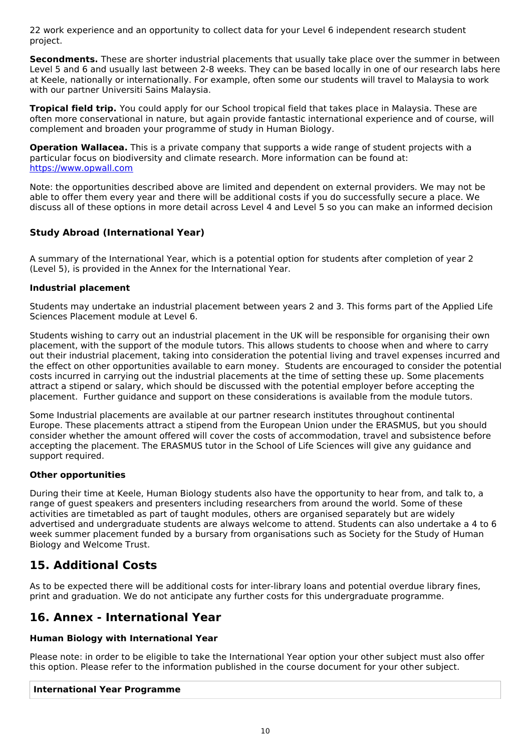22 work experience and an opportunity to collect data for your Level 6 independent research student project.

**Secondments.** These are shorter industrial placements that usually take place over the summer in between Level 5 and 6 and usually last between 2-8 weeks. They can be based locally in one of our research labs here at Keele, nationally or internationally. For example, often some our students will travel to Malaysia to work with our partner Universiti Sains Malaysia.

**Tropical field trip.** You could apply for our School tropical field that takes place in Malaysia. These are often more conservational in nature, but again provide fantastic international experience and of course, will complement and broaden your programme of study in Human Biology.

**Operation Wallacea.** This is a private company that supports a wide range of student projects with a particular focus on biodiversity and climate research. More information can be found at: [https://www.opwall.com](https://www.opwall.com)

Note: the opportunities described above are limited and dependent on external providers. We may not be able to offer them every year and there will be additional costs if you do successfully secure a place. We discuss all of these options in more detail across Level 4 and Level 5 so you can make an informed decision

### Study Abroad (International Year)

A summary of the International Year, which is a potential option for students after completion of year 2 (Level 5), is provided in the Annex for the International Year.

#### Industrial placement

Students may undertake an industrial placement between years 2 and 3. This forms part of the Applied Life Sciences Placement module at Level 6.

Students wishing to carry out an industrial placement in the UK will be responsible for organising their own placement, with the support of the module tutors. This allows students to choose when and where to carry out their industrial placement, taking into consideration the potential living and travel expenses incurred and the effect on other opportunities available to earn money. Students are encouraged to consider the potential costs incurred in carrying out the industrial placements at the time of setting these up. Some placements attract a stipend or salary, which should be discussed with the potential employer before accepting the placement. Further guidance and support on these considerations is available from the module tutors.

Some Industrial placements are available at our partner research institutes throughout continental Europe. These placements attract a stipend from the European Union under the ERASMUS, but you should consider whether the amount offered will cover the costs of accommodation, travel and subsistence before accepting the placement. The ERASMUS tutor in the School of Life Sciences will give any guidance and support required.

#### Other opportunities

During their time at Keele, Human Biology students also have the opportunity to hear from, and talk to, a range of guest speakers and presenters including researchers from around the world. Some of these activities are timetabled as part of taught modules, others are organised separately but are widely advertised and undergraduate students are always welcome to attend. Students can also undertake a 4 to 6 week summer placement funded by a bursary from organisations such as Society for the Study of Human Biology and Welcome Trust.

## 15. Additional Costs

As to be expected there will be additional costs for inter-library loans and potential overdue library fines, print and graduation. We do not anticipate any further costs for this undergraduate programme.

## 16. Annex - International Year

#### Human Biology with International Year

Please note: in order to be eligible to take the International Year option your other subject must also offer this option. Please refer to the information published in the course document for your other subject.

| International Year Programme |
|---|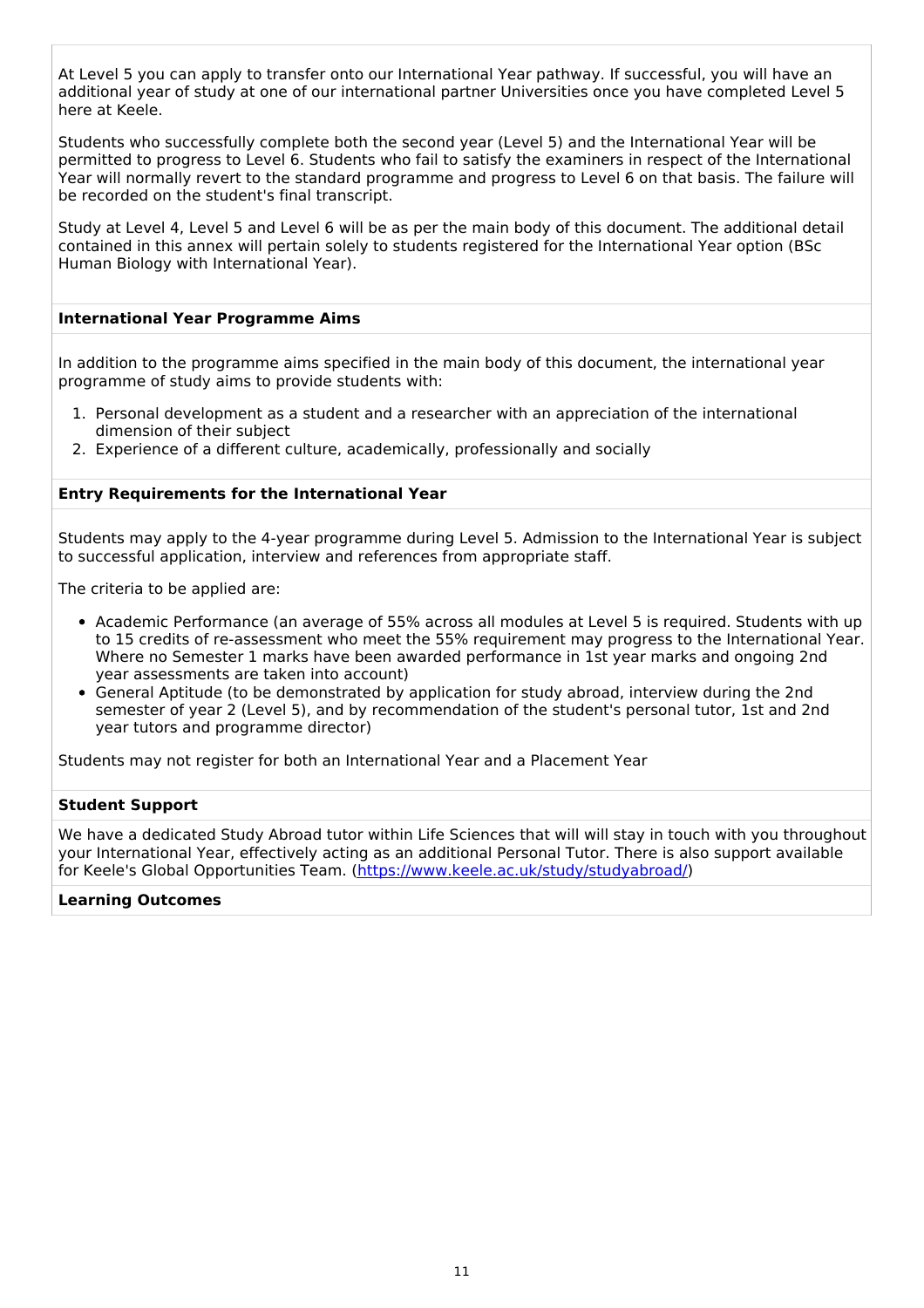At Level 5 you can apply to transfer onto our International Year pathway. If successful, you will have an additional year of study at one of our international partner Universities once you have completed Level 5 here at Keele.

Students who successfully complete both the second year (Level 5) and the International Year will be permitted to progress to Level 6. Students who fail to satisfy the examiners in respect of the International Year will normally revert to the standard programme and progress to Level 6 on that basis. The failure will be recorded on the student's final transcript.

Study at Level 4, Level 5 and Level 6 will be as per the main body of this document. The additional detail contained in this annex will pertain solely to students registered for the International Year option (BSc Human Biology with International Year).

**International Year Programme Aims**

In addition to the programme aims specified in the main body of this document, the international year programme of study aims to provide students with:

1. Personal development as a student and a researcher with an appreciation of the international dimension of their subject
2. Experience of a different culture, academically, professionally and socially

**Entry Requirements for the International Year**

Students may apply to the 4-year programme during Level 5. Admission to the International Year is subject to successful application, interview and references from appropriate staff.

The criteria to be applied are:

- Academic Performance (an average of 55% across all modules at Level 5 is required. Students with up to 15 credits of re-assessment who meet the 55% requirement may progress to the International Year. Where no Semester 1 marks have been awarded performance in 1st year marks and ongoing 2nd year assessments are taken into account)
- General Aptitude (to be demonstrated by application for study abroad, interview during the 2nd semester of year 2 (Level 5), and by recommendation of the student's personal tutor, 1st and 2nd year tutors and programme director)

Students may not register for both an International Year and a Placement Year

**Student Support**

We have a dedicated Study Abroad tutor within Life Sciences that will will stay in touch with you throughout your International Year, effectively acting as an additional Personal Tutor. There is also support available for Keele's Global Opportunities Team. (https://www.keele.ac.uk/study/studyabroad/)

**Learning Outcomes**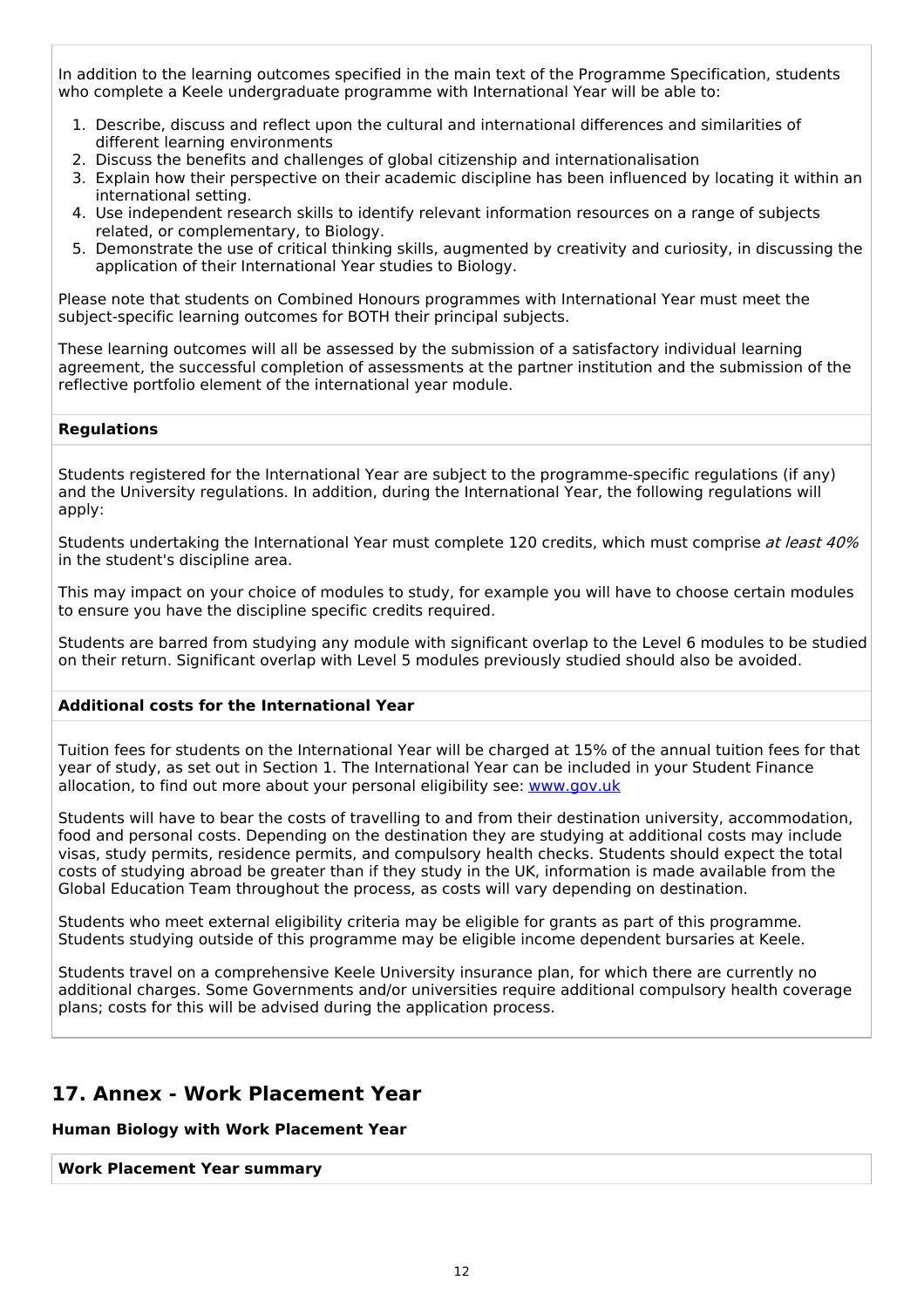In addition to the learning outcomes specified in the main text of the Programme Specification, students who complete a Keele undergraduate programme with International Year will be able to:

1. Describe, discuss and reflect upon the cultural and international differences and similarities of different learning environments
2. Discuss the benefits and challenges of global citizenship and internationalisation
3. Explain how their perspective on their academic discipline has been influenced by locating it within an international setting.
4. Use independent research skills to identify relevant information resources on a range of subjects related, or complementary, to Biology.
5. Demonstrate the use of critical thinking skills, augmented by creativity and curiosity, in discussing the application of their International Year studies to Biology.

Please note that students on Combined Honours programmes with International Year must meet the subject-specific learning outcomes for BOTH their principal subjects.

These learning outcomes will all be assessed by the submission of a satisfactory individual learning agreement, the successful completion of assessments at the partner institution and the submission of the reflective portfolio element of the international year module.

**Regulations**

Students registered for the International Year are subject to the programme-specific regulations (if any) and the University regulations. In addition, during the International Year, the following regulations will apply:

Students undertaking the International Year must complete 120 credits, which must comprise *at least 40%* in the student's discipline area.

This may impact on your choice of modules to study, for example you will have to choose certain modules to ensure you have the discipline specific credits required.

Students are barred from studying any module with significant overlap to the Level 6 modules to be studied on their return. Significant overlap with Level 5 modules previously studied should also be avoided.

**Additional costs for the International Year**

Tuition fees for students on the International Year will be charged at 15% of the annual tuition fees for that year of study, as set out in Section 1. The International Year can be included in your Student Finance allocation, to find out more about your personal eligibility see: [www.gov.uk](www.gov.uk)

Students will have to bear the costs of travelling to and from their destination university, accommodation, food and personal costs. Depending on the destination they are studying at additional costs may include visas, study permits, residence permits, and compulsory health checks. Students should expect the total costs of studying abroad be greater than if they study in the UK, information is made available from the Global Education Team throughout the process, as costs will vary depending on destination.

Students who meet external eligibility criteria may be eligible for grants as part of this programme. Students studying outside of this programme may be eligible income dependent bursaries at Keele.

Students travel on a comprehensive Keele University insurance plan, for which there are currently no additional charges. Some Governments and/or universities require additional compulsory health coverage plans; costs for this will be advised during the application process.

## 17. Annex - Work Placement Year

**Human Biology with Work Placement Year**

**Work Placement Year summary**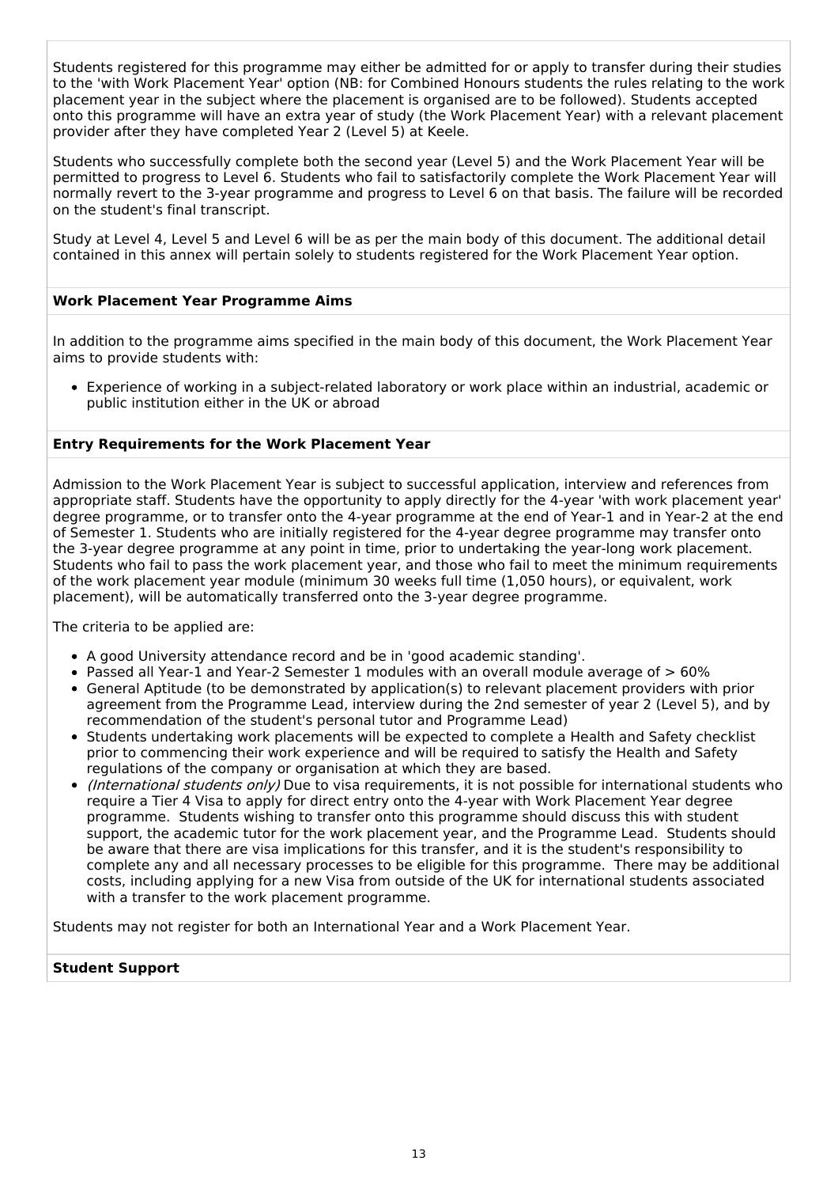Students registered for this programme may either be admitted for or apply to transfer during their studies to the 'with Work Placement Year' option (NB: for Combined Honours students the rules relating to the work placement year in the subject where the placement is organised are to be followed). Students accepted onto this programme will have an extra year of study (the Work Placement Year) with a relevant placement provider after they have completed Year 2 (Level 5) at Keele.

Students who successfully complete both the second year (Level 5) and the Work Placement Year will be permitted to progress to Level 6. Students who fail to satisfactorily complete the Work Placement Year will normally revert to the 3-year programme and progress to Level 6 on that basis. The failure will be recorded on the student's final transcript.

Study at Level 4, Level 5 and Level 6 will be as per the main body of this document. The additional detail contained in this annex will pertain solely to students registered for the Work Placement Year option.

**Work Placement Year Programme Aims**

In addition to the programme aims specified in the main body of this document, the Work Placement Year aims to provide students with:

- Experience of working in a subject-related laboratory or work place within an industrial, academic or public institution either in the UK or abroad

**Entry Requirements for the Work Placement Year**

Admission to the Work Placement Year is subject to successful application, interview and references from appropriate staff. Students have the opportunity to apply directly for the 4-year 'with work placement year' degree programme, or to transfer onto the 4-year programme at the end of Year-1 and in Year-2 at the end of Semester 1. Students who are initially registered for the 4-year degree programme may transfer onto the 3-year degree programme at any point in time, prior to undertaking the year-long work placement. Students who fail to pass the work placement year, and those who fail to meet the minimum requirements of the work placement year module (minimum 30 weeks full time (1,050 hours), or equivalent, work placement), will be automatically transferred onto the 3-year degree programme.

The criteria to be applied are:

- A good University attendance record and be in 'good academic standing'.
- Passed all Year-1 and Year-2 Semester 1 modules with an overall module average of > 60%
- General Aptitude (to be demonstrated by application(s) to relevant placement providers with prior agreement from the Programme Lead, interview during the 2nd semester of year 2 (Level 5), and by recommendation of the student's personal tutor and Programme Lead)
- Students undertaking work placements will be expected to complete a Health and Safety checklist prior to commencing their work experience and will be required to satisfy the Health and Safety regulations of the company or organisation at which they are based.
- *(International students only)* Due to visa requirements, it is not possible for international students who require a Tier 4 Visa to apply for direct entry onto the 4-year with Work Placement Year degree programme. Students wishing to transfer onto this programme should discuss this with student support, the academic tutor for the work placement year, and the Programme Lead. Students should be aware that there are visa implications for this transfer, and it is the student's responsibility to complete any and all necessary processes to be eligible for this programme. There may be additional costs, including applying for a new Visa from outside of the UK for international students associated with a transfer to the work placement programme.

Students may not register for both an International Year and a Work Placement Year.

**Student Support**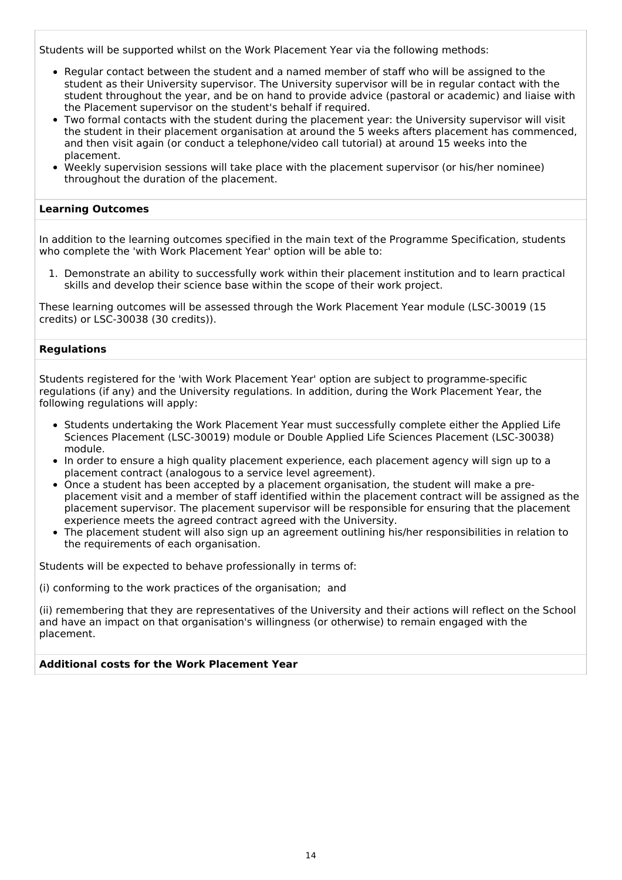Students will be supported whilst on the Work Placement Year via the following methods:

- Regular contact between the student and a named member of staff who will be assigned to the student as their University supervisor. The University supervisor will be in regular contact with the student throughout the year, and be on hand to provide advice (pastoral or academic) and liaise with the Placement supervisor on the student's behalf if required.
- Two formal contacts with the student during the placement year: the University supervisor will visit the student in their placement organisation at around the 5 weeks afters placement has commenced, and then visit again (or conduct a telephone/video call tutorial) at around 15 weeks into the placement.
- Weekly supervision sessions will take place with the placement supervisor (or his/her nominee) throughout the duration of the placement.

**Learning Outcomes**

In addition to the learning outcomes specified in the main text of the Programme Specification, students who complete the 'with Work Placement Year' option will be able to:

1. Demonstrate an ability to successfully work within their placement institution and to learn practical skills and develop their science base within the scope of their work project.

These learning outcomes will be assessed through the Work Placement Year module (LSC-30019 (15 credits) or LSC-30038 (30 credits)).

**Regulations**

Students registered for the 'with Work Placement Year' option are subject to programme-specific regulations (if any) and the University regulations. In addition, during the Work Placement Year, the following regulations will apply:

- Students undertaking the Work Placement Year must successfully complete either the Applied Life Sciences Placement (LSC-30019) module or Double Applied Life Sciences Placement (LSC-30038) module.
- In order to ensure a high quality placement experience, each placement agency will sign up to a placement contract (analogous to a service level agreement).
- Once a student has been accepted by a placement organisation, the student will make a pre-placement visit and a member of staff identified within the placement contract will be assigned as the placement supervisor. The placement supervisor will be responsible for ensuring that the placement experience meets the agreed contract agreed with the University.
- The placement student will also sign up an agreement outlining his/her responsibilities in relation to the requirements of each organisation.

Students will be expected to behave professionally in terms of:

(i) conforming to the work practices of the organisation; and

(ii) remembering that they are representatives of the University and their actions will reflect on the School and have an impact on that organisation's willingness (or otherwise) to remain engaged with the placement.

**Additional costs for the Work Placement Year**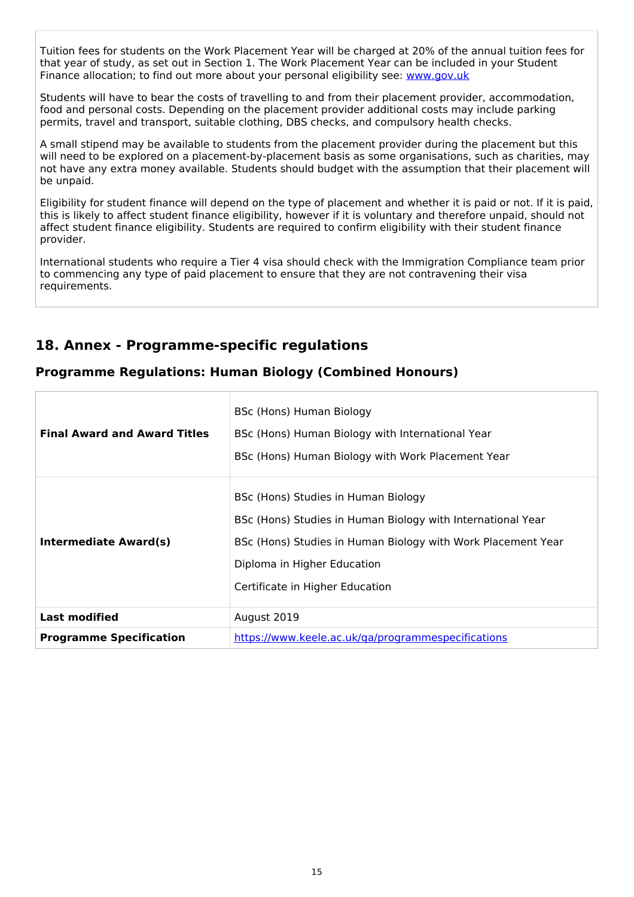Tuition fees for students on the Work Placement Year will be charged at 20% of the annual tuition fees for that year of study, as set out in Section 1. The Work Placement Year can be included in your Student Finance allocation; to find out more about your personal eligibility see: [www.gov.uk](www.gov.uk)

Students will have to bear the costs of travelling to and from their placement provider, accommodation, food and personal costs. Depending on the placement provider additional costs may include parking permits, travel and transport, suitable clothing, DBS checks, and compulsory health checks.

A small stipend may be available to students from the placement provider during the placement but this will need to be explored on a placement-by-placement basis as some organisations, such as charities, may not have any extra money available. Students should budget with the assumption that their placement will be unpaid.

Eligibility for student finance will depend on the type of placement and whether it is paid or not. If it is paid, this is likely to affect student finance eligibility, however if it is voluntary and therefore unpaid, should not affect student finance eligibility. Students are required to confirm eligibility with their student finance provider.

International students who require a Tier 4 visa should check with the Immigration Compliance team prior to commencing any type of paid placement to ensure that they are not contravening their visa requirements.

## 18. Annex - Programme-specific regulations

### Programme Regulations: Human Biology (Combined Honours)

| | |
|---|---|
| **Final Award and Award Titles** | BSc (Hons) Human Biology<br>BSc (Hons) Human Biology with International Year<br>BSc (Hons) Human Biology with Work Placement Year |
| **Intermediate Award(s)** | BSc (Hons) Studies in Human Biology<br>BSc (Hons) Studies in Human Biology with International Year<br>BSc (Hons) Studies in Human Biology with Work Placement Year<br>Diploma in Higher Education<br>Certificate in Higher Education |
| **Last modified** | August 2019 |
| **Programme Specification** | [https://www.keele.ac.uk/qa/programmespecifications](https://www.keele.ac.uk/qa/programmespecifications) |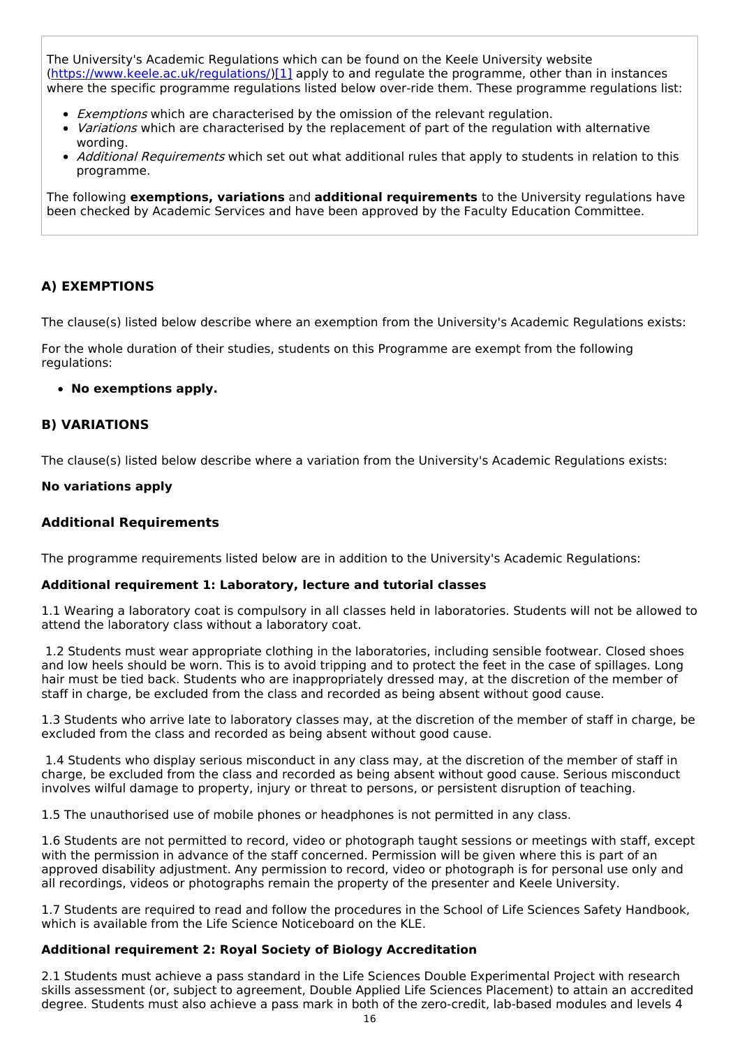The University's Academic Regulations which can be found on the Keele University website (https://www.keele.ac.uk/regulations/)[1] apply to and regulate the programme, other than in instances where the specific programme regulations listed below over-ride them. These programme regulations list:

- *Exemptions* which are characterised by the omission of the relevant regulation.
- *Variations* which are characterised by the replacement of part of the regulation with alternative wording.
- *Additional Requirements* which set out what additional rules that apply to students in relation to this programme.

The following **exemptions, variations** and **additional requirements** to the University regulations have been checked by Academic Services and have been approved by the Faculty Education Committee.

### A) EXEMPTIONS

The clause(s) listed below describe where an exemption from the University's Academic Regulations exists:

For the whole duration of their studies, students on this Programme are exempt from the following regulations:

- **No exemptions apply.**

### B) VARIATIONS

The clause(s) listed below describe where a variation from the University's Academic Regulations exists:

**No variations apply**

### Additional Requirements

The programme requirements listed below are in addition to the University's Academic Regulations:

**Additional requirement 1: Laboratory, lecture and tutorial classes**

1.1 Wearing a laboratory coat is compulsory in all classes held in laboratories. Students will not be allowed to attend the laboratory class without a laboratory coat.

1.2 Students must wear appropriate clothing in the laboratories, including sensible footwear. Closed shoes and low heels should be worn. This is to avoid tripping and to protect the feet in the case of spillages. Long hair must be tied back. Students who are inappropriately dressed may, at the discretion of the member of staff in charge, be excluded from the class and recorded as being absent without good cause.

1.3 Students who arrive late to laboratory classes may, at the discretion of the member of staff in charge, be excluded from the class and recorded as being absent without good cause.

1.4 Students who display serious misconduct in any class may, at the discretion of the member of staff in charge, be excluded from the class and recorded as being absent without good cause. Serious misconduct involves wilful damage to property, injury or threat to persons, or persistent disruption of teaching.

1.5 The unauthorised use of mobile phones or headphones is not permitted in any class.

1.6 Students are not permitted to record, video or photograph taught sessions or meetings with staff, except with the permission in advance of the staff concerned. Permission will be given where this is part of an approved disability adjustment. Any permission to record, video or photograph is for personal use only and all recordings, videos or photographs remain the property of the presenter and Keele University.

1.7 Students are required to read and follow the procedures in the School of Life Sciences Safety Handbook, which is available from the Life Science Noticeboard on the KLE.

**Additional requirement 2: Royal Society of Biology Accreditation**

2.1 Students must achieve a pass standard in the Life Sciences Double Experimental Project with research skills assessment (or, subject to agreement, Double Applied Life Sciences Placement) to attain an accredited degree. Students must also achieve a pass mark in both of the zero-credit, lab-based modules and levels 4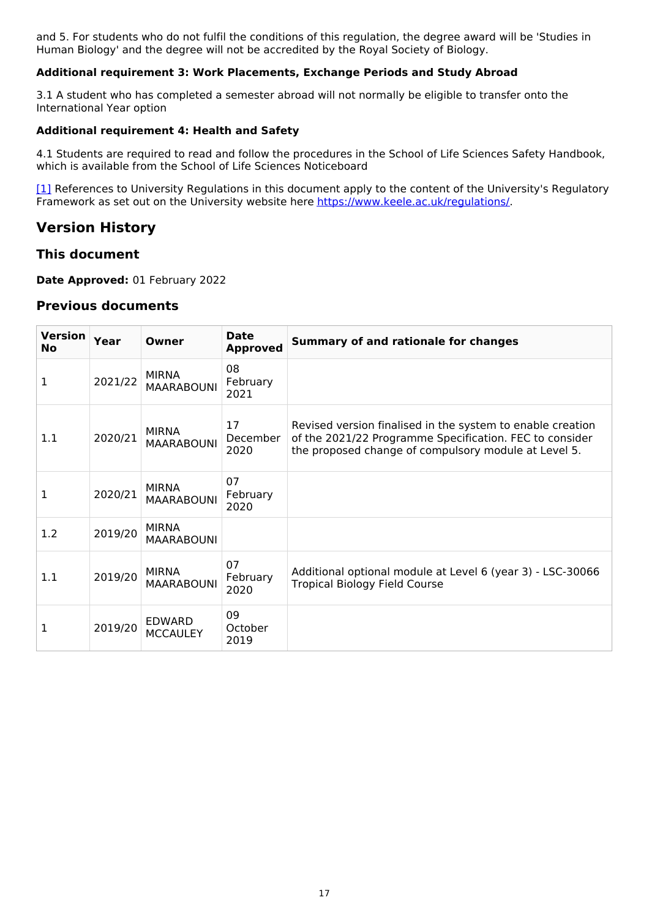and 5. For students who do not fulfil the conditions of this regulation, the degree award will be 'Studies in Human Biology' and the degree will not be accredited by the Royal Society of Biology.

**Additional requirement 3: Work Placements, Exchange Periods and Study Abroad**

3.1 A student who has completed a semester abroad will not normally be eligible to transfer onto the International Year option

**Additional requirement 4: Health and Safety**

4.1 Students are required to read and follow the procedures in the School of Life Sciences Safety Handbook, which is available from the School of Life Sciences Noticeboard

[1] References to University Regulations in this document apply to the content of the University's Regulatory Framework as set out on the University website here https://www.keele.ac.uk/regulations/.

## Version History

### This document

**Date Approved:** 01 February 2022

### Previous documents

| Version No | Year | Owner | Date Approved | Summary of and rationale for changes |
|---|---|---|---|---|
| 1 | 2021/22 | MIRNA MAARABOUNI | 08 February 2021 | |
| 1.1 | 2020/21 | MIRNA MAARABOUNI | 17 December 2020 | Revised version finalised in the system to enable creation of the 2021/22 Programme Specification. FEC to consider the proposed change of compulsory module at Level 5. |
| 1 | 2020/21 | MIRNA MAARABOUNI | 07 February 2020 | |
| 1.2 | 2019/20 | MIRNA MAARABOUNI | | |
| 1.1 | 2019/20 | MIRNA MAARABOUNI | 07 February 2020 | Additional optional module at Level 6 (year 3) - LSC-30066 Tropical Biology Field Course |
| 1 | 2019/20 | EDWARD MCCAULEY | 09 October 2019 | |